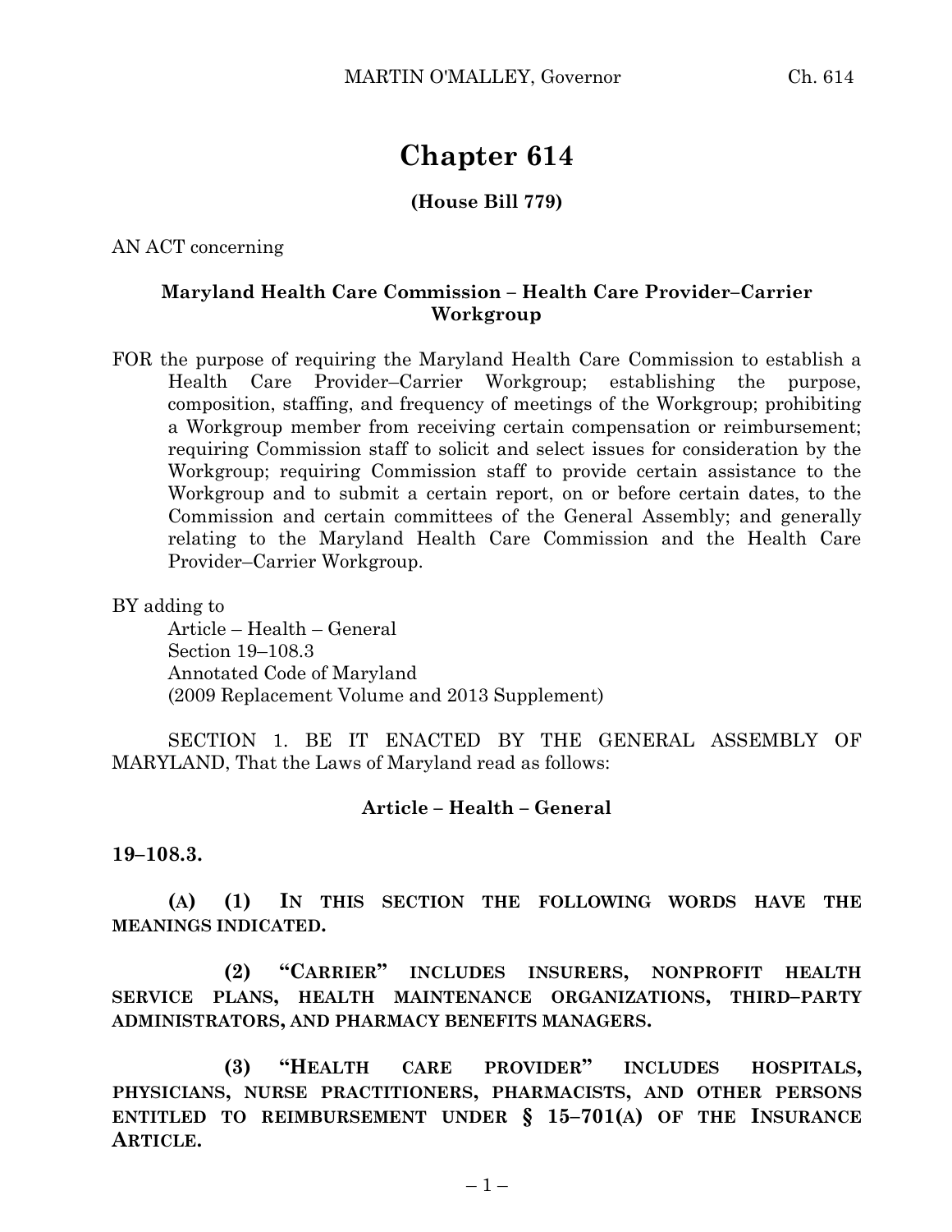# Chapter 614

**(House Bill 779)**

AN ACT concerning

**Maryland Health Care Commission – Health Care Provider–Carrier Workgroup**

FOR the purpose of requiring the Maryland Health Care Commission to establish a Health Care Provider–Carrier Workgroup; establishing the purpose, composition, staffing, and frequency of meetings of the Workgroup; prohibiting a Workgroup member from receiving certain compensation or reimbursement; requiring Commission staff to solicit and select issues for consideration by the Workgroup; requiring Commission staff to provide certain assistance to the Workgroup and to submit a certain report, on or before certain dates, to the Commission and certain committees of the General Assembly; and generally relating to the Maryland Health Care Commission and the Health Care Provider–Carrier Workgroup.

BY adding to
Article – Health – General
Section 19–108.3
Annotated Code of Maryland
(2009 Replacement Volume and 2013 Supplement)

SECTION 1. BE IT ENACTED BY THE GENERAL ASSEMBLY OF MARYLAND, That the Laws of Maryland read as follows:

**Article – Health – General**

**19–108.3.**

**(A) (1) IN THIS SECTION THE FOLLOWING WORDS HAVE THE MEANINGS INDICATED.**

**(2) "CARRIER" INCLUDES INSURERS, NONPROFIT HEALTH SERVICE PLANS, HEALTH MAINTENANCE ORGANIZATIONS, THIRD–PARTY ADMINISTRATORS, AND PHARMACY BENEFITS MANAGERS.**

**(3) "HEALTH CARE PROVIDER" INCLUDES HOSPITALS, PHYSICIANS, NURSE PRACTITIONERS, PHARMACISTS, AND OTHER PERSONS ENTITLED TO REIMBURSEMENT UNDER § 15–701(A) OF THE INSURANCE ARTICLE.**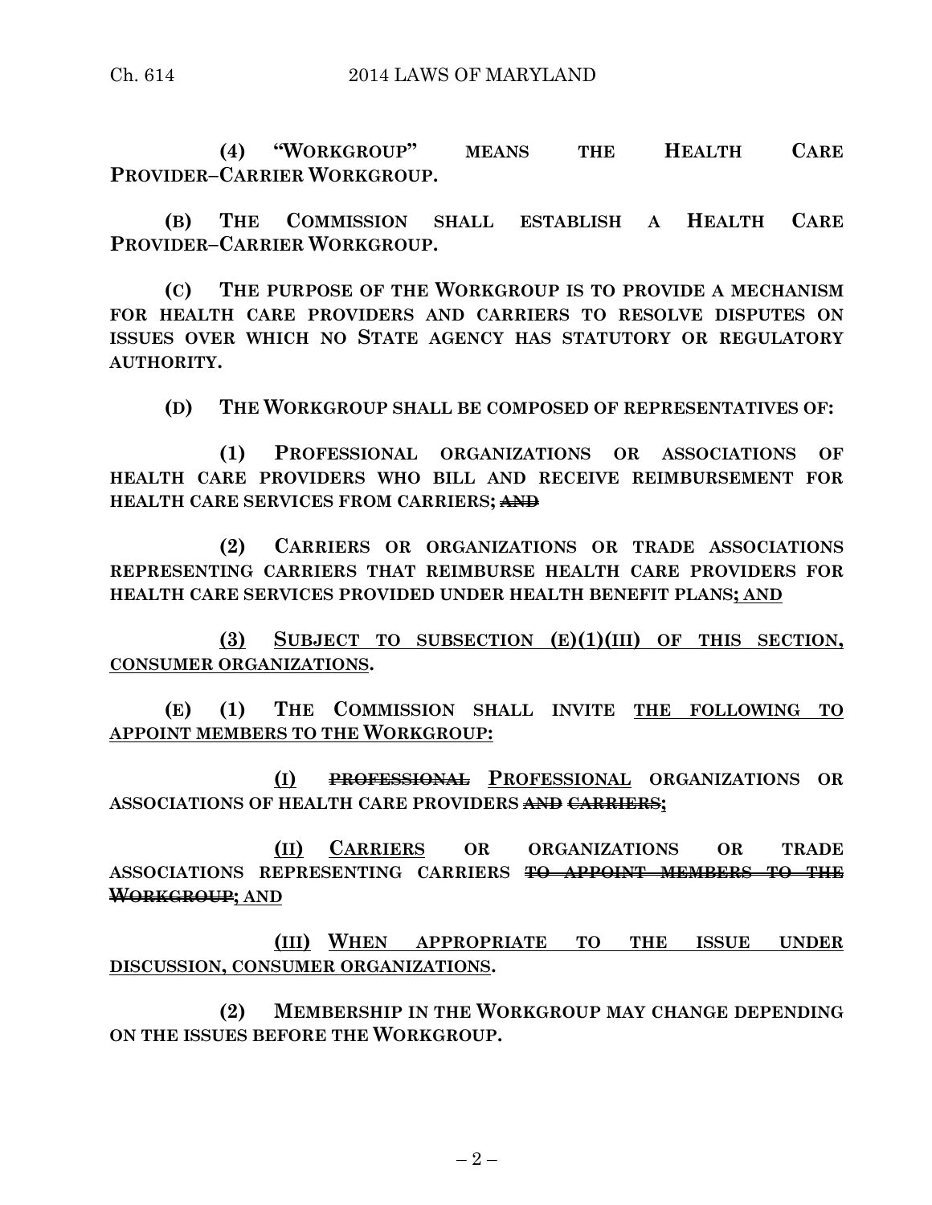**(4) "WORKGROUP" MEANS THE HEALTH CARE PROVIDER–CARRIER WORKGROUP.**

**(B) THE COMMISSION SHALL ESTABLISH A HEALTH CARE PROVIDER–CARRIER WORKGROUP.**

**(C) THE PURPOSE OF THE WORKGROUP IS TO PROVIDE A MECHANISM FOR HEALTH CARE PROVIDERS AND CARRIERS TO RESOLVE DISPUTES ON ISSUES OVER WHICH NO STATE AGENCY HAS STATUTORY OR REGULATORY AUTHORITY.**

**(D) THE WORKGROUP SHALL BE COMPOSED OF REPRESENTATIVES OF:**

**(1) PROFESSIONAL ORGANIZATIONS OR ASSOCIATIONS OF HEALTH CARE PROVIDERS WHO BILL AND RECEIVE REIMBURSEMENT FOR HEALTH CARE SERVICES FROM CARRIERS;** ~~**AND**~~

**(2) CARRIERS OR ORGANIZATIONS OR TRADE ASSOCIATIONS REPRESENTING CARRIERS THAT REIMBURSE HEALTH CARE PROVIDERS FOR HEALTH CARE SERVICES PROVIDED UNDER HEALTH BENEFIT PLANS**<u>**; AND**</u>

<u>**(3) SUBJECT TO SUBSECTION (E)(1)(III) OF THIS SECTION, CONSUMER ORGANIZATIONS**</u>**.**

**(E) (1) THE COMMISSION SHALL INVITE** <u>**THE FOLLOWING TO APPOINT MEMBERS TO THE WORKGROUP:**</u>

<u>**(I)**</u> ~~**PROFESSIONAL**~~ <u>**PROFESSIONAL**</u> **ORGANIZATIONS OR ASSOCIATIONS OF HEALTH CARE PROVIDERS** ~~**AND CARRIERS**~~**;**

<u>**(II) CARRIERS**</u> **OR ORGANIZATIONS OR TRADE ASSOCIATIONS REPRESENTING CARRIERS** ~~**TO APPOINT MEMBERS TO THE WORKGROUP**~~**;** <u>**AND**</u>

<u>**(III) WHEN APPROPRIATE TO THE ISSUE UNDER DISCUSSION, CONSUMER ORGANIZATIONS**</u>**.**

**(2) MEMBERSHIP IN THE WORKGROUP MAY CHANGE DEPENDING ON THE ISSUES BEFORE THE WORKGROUP.**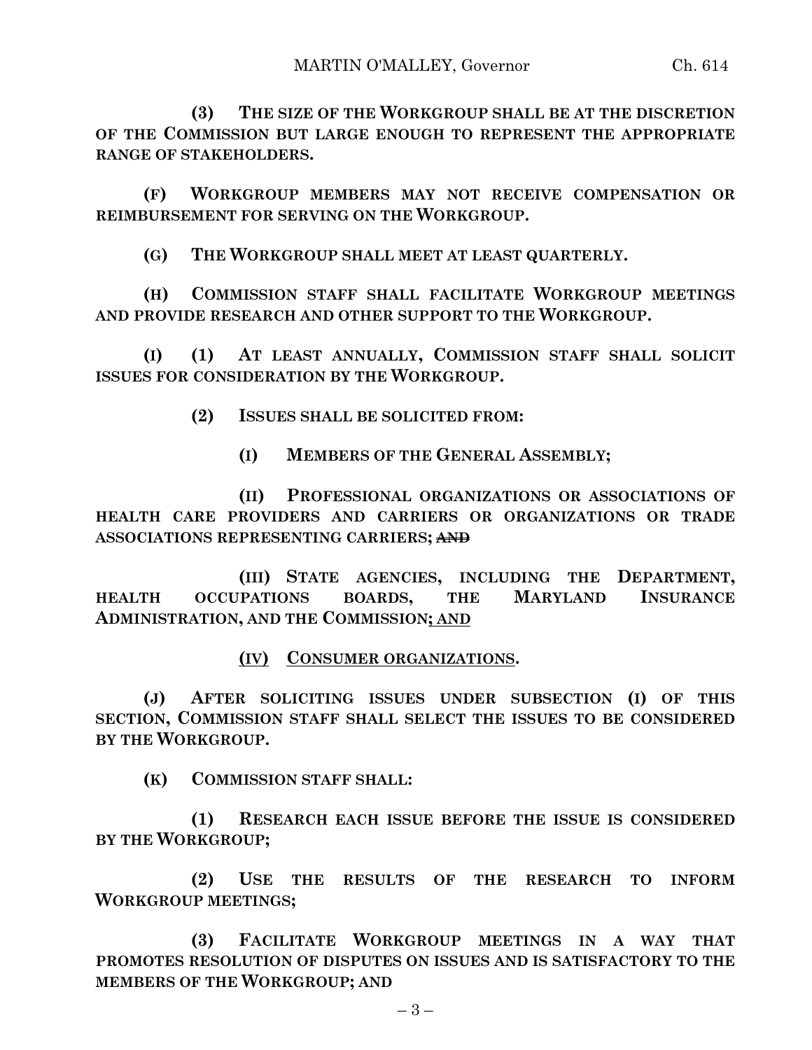**(3) THE SIZE OF THE WORKGROUP SHALL BE AT THE DISCRETION OF THE COMMISSION BUT LARGE ENOUGH TO REPRESENT THE APPROPRIATE RANGE OF STAKEHOLDERS.**

**(F) WORKGROUP MEMBERS MAY NOT RECEIVE COMPENSATION OR REIMBURSEMENT FOR SERVING ON THE WORKGROUP.**

**(G) THE WORKGROUP SHALL MEET AT LEAST QUARTERLY.**

**(H) COMMISSION STAFF SHALL FACILITATE WORKGROUP MEETINGS AND PROVIDE RESEARCH AND OTHER SUPPORT TO THE WORKGROUP.**

**(I) (1) AT LEAST ANNUALLY, COMMISSION STAFF SHALL SOLICIT ISSUES FOR CONSIDERATION BY THE WORKGROUP.**

**(2) ISSUES SHALL BE SOLICITED FROM:**

**(I) MEMBERS OF THE GENERAL ASSEMBLY;**

**(II) PROFESSIONAL ORGANIZATIONS OR ASSOCIATIONS OF HEALTH CARE PROVIDERS AND CARRIERS OR ORGANIZATIONS OR TRADE ASSOCIATIONS REPRESENTING CARRIERS; ~~AND~~**

**(III) STATE AGENCIES, INCLUDING THE DEPARTMENT, HEALTH OCCUPATIONS BOARDS, THE MARYLAND INSURANCE ADMINISTRATION, AND THE COMMISSION<u>; AND</u>**

**<u>(IV) CONSUMER ORGANIZATIONS</u>.**

**(J) AFTER SOLICITING ISSUES UNDER SUBSECTION (I) OF THIS SECTION, COMMISSION STAFF SHALL SELECT THE ISSUES TO BE CONSIDERED BY THE WORKGROUP.**

**(K) COMMISSION STAFF SHALL:**

**(1) RESEARCH EACH ISSUE BEFORE THE ISSUE IS CONSIDERED BY THE WORKGROUP;**

**(2) USE THE RESULTS OF THE RESEARCH TO INFORM WORKGROUP MEETINGS;**

**(3) FACILITATE WORKGROUP MEETINGS IN A WAY THAT PROMOTES RESOLUTION OF DISPUTES ON ISSUES AND IS SATISFACTORY TO THE MEMBERS OF THE WORKGROUP; AND**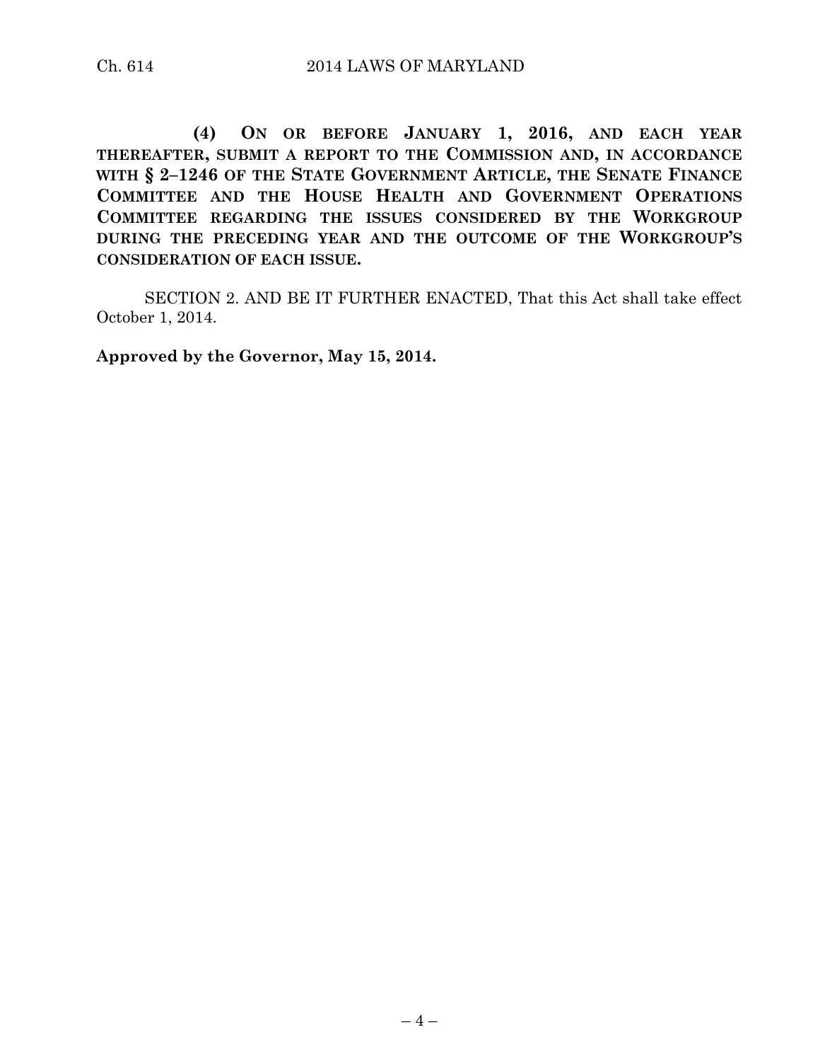**(4) ON OR BEFORE JANUARY 1, 2016, AND EACH YEAR THEREAFTER, SUBMIT A REPORT TO THE COMMISSION AND, IN ACCORDANCE WITH § 2–1246 OF THE STATE GOVERNMENT ARTICLE, THE SENATE FINANCE COMMITTEE AND THE HOUSE HEALTH AND GOVERNMENT OPERATIONS COMMITTEE REGARDING THE ISSUES CONSIDERED BY THE WORKGROUP DURING THE PRECEDING YEAR AND THE OUTCOME OF THE WORKGROUP'S CONSIDERATION OF EACH ISSUE.**

SECTION 2. AND BE IT FURTHER ENACTED, That this Act shall take effect October 1, 2014.

**Approved by the Governor, May 15, 2014.**